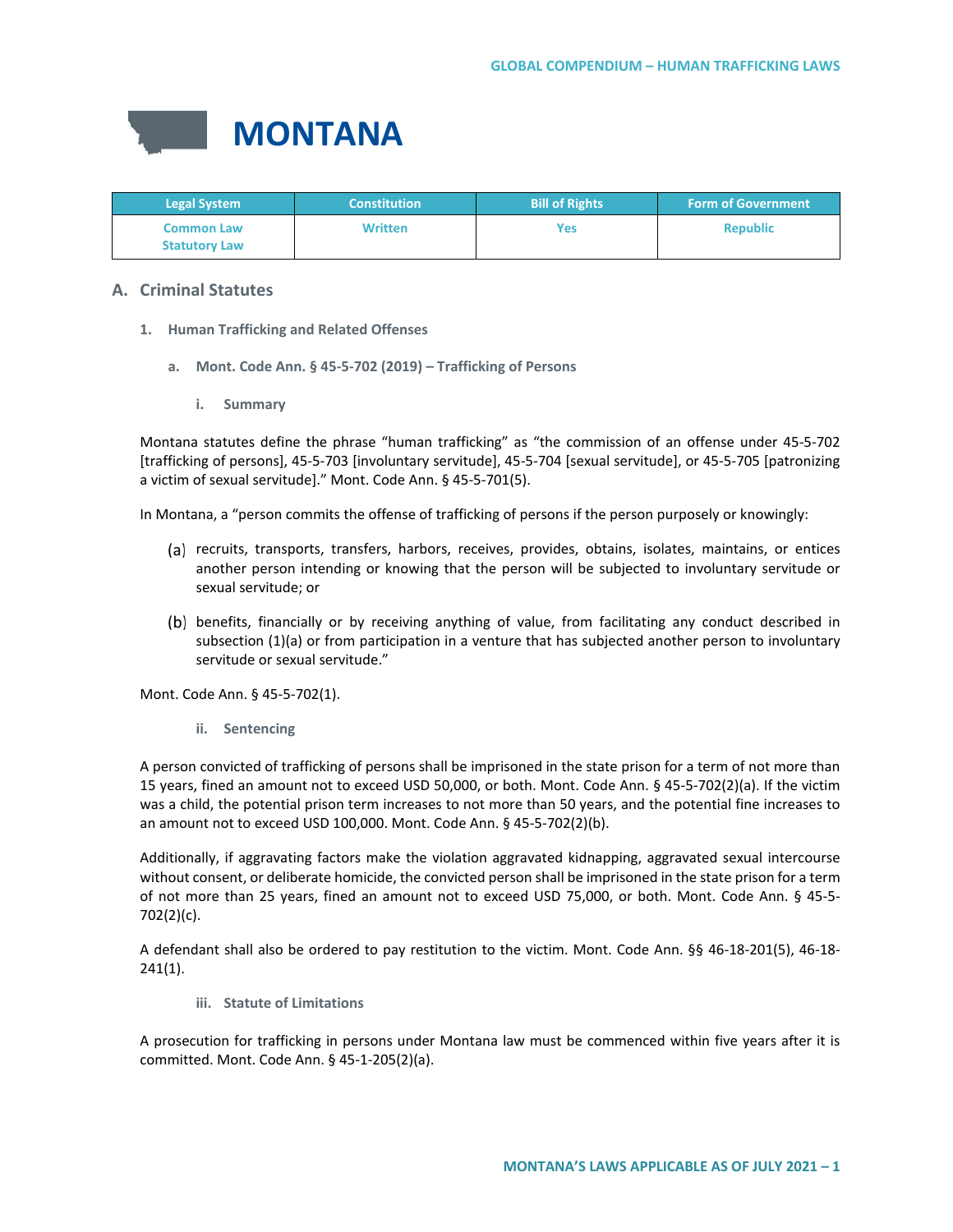# MONTANA

| Legal System | Constitution | Bill of Rights | Form of Government |
|---|---|---|---|
| Common Law<br>Statutory Law | Written | Yes | Republic |

## A. Criminal Statutes

### 1. Human Trafficking and Related Offenses

#### a. Mont. Code Ann. § 45-5-702 (2019) – Trafficking of Persons

##### i. Summary

Montana statutes define the phrase "human trafficking" as "the commission of an offense under 45-5-702 [trafficking of persons], 45-5-703 [involuntary servitude], 45-5-704 [sexual servitude], or 45-5-705 [patronizing a victim of sexual servitude]." Mont. Code Ann. § 45-5-701(5).

In Montana, a "person commits the offense of trafficking of persons if the person purposely or knowingly:

(a) recruits, transports, transfers, harbors, receives, provides, obtains, isolates, maintains, or entices another person intending or knowing that the person will be subjected to involuntary servitude or sexual servitude; or

(b) benefits, financially or by receiving anything of value, from facilitating any conduct described in subsection (1)(a) or from participation in a venture that has subjected another person to involuntary servitude or sexual servitude."

Mont. Code Ann. § 45-5-702(1).

##### ii. Sentencing

A person convicted of trafficking of persons shall be imprisoned in the state prison for a term of not more than 15 years, fined an amount not to exceed USD 50,000, or both. Mont. Code Ann. § 45-5-702(2)(a). If the victim was a child, the potential prison term increases to not more than 50 years, and the potential fine increases to an amount not to exceed USD 100,000. Mont. Code Ann. § 45-5-702(2)(b).

Additionally, if aggravating factors make the violation aggravated kidnapping, aggravated sexual intercourse without consent, or deliberate homicide, the convicted person shall be imprisoned in the state prison for a term of not more than 25 years, fined an amount not to exceed USD 75,000, or both. Mont. Code Ann. § 45-5-702(2)(c).

A defendant shall also be ordered to pay restitution to the victim. Mont. Code Ann. §§ 46-18-201(5), 46-18-241(1).

##### iii. Statute of Limitations

A prosecution for trafficking in persons under Montana law must be commenced within five years after it is committed. Mont. Code Ann. § 45-1-205(2)(a).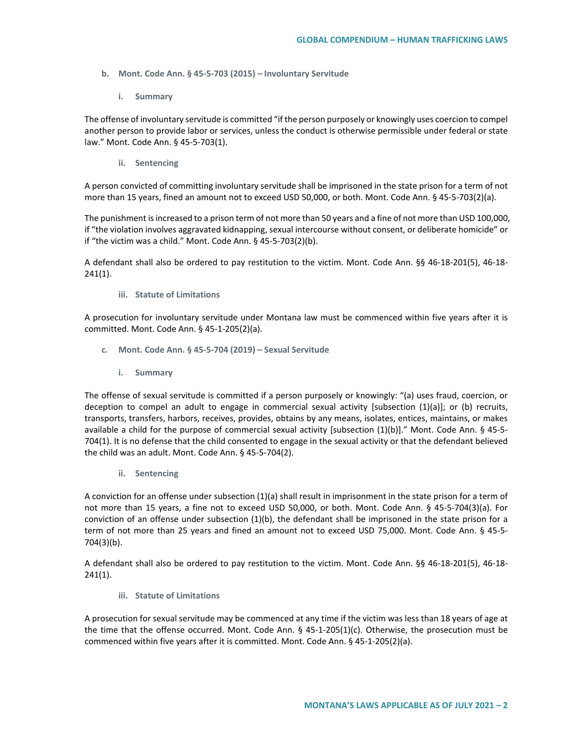### b. Mont. Code Ann. § 45-5-703 (2015) – Involuntary Servitude

#### i. Summary

The offense of involuntary servitude is committed "if the person purposely or knowingly uses coercion to compel another person to provide labor or services, unless the conduct is otherwise permissible under federal or state law." Mont. Code Ann. § 45-5-703(1).

#### ii. Sentencing

A person convicted of committing involuntary servitude shall be imprisoned in the state prison for a term of not more than 15 years, fined an amount not to exceed USD 50,000, or both. Mont. Code Ann. § 45-5-703(2)(a).

The punishment is increased to a prison term of not more than 50 years and a fine of not more than USD 100,000, if "the violation involves aggravated kidnapping, sexual intercourse without consent, or deliberate homicide" or if "the victim was a child." Mont. Code Ann. § 45-5-703(2)(b).

A defendant shall also be ordered to pay restitution to the victim. Mont. Code Ann. §§ 46-18-201(5), 46-18-241(1).

#### iii. Statute of Limitations

A prosecution for involuntary servitude under Montana law must be commenced within five years after it is committed. Mont. Code Ann. § 45-1-205(2)(a).

### c. Mont. Code Ann. § 45-5-704 (2019) – Sexual Servitude

#### i. Summary

The offense of sexual servitude is committed if a person purposely or knowingly: "(a) uses fraud, coercion, or deception to compel an adult to engage in commercial sexual activity [subsection (1)(a)]; or (b) recruits, transports, transfers, harbors, receives, provides, obtains by any means, isolates, entices, maintains, or makes available a child for the purpose of commercial sexual activity [subsection (1)(b)]." Mont. Code Ann. § 45-5-704(1). It is no defense that the child consented to engage in the sexual activity or that the defendant believed the child was an adult. Mont. Code Ann. § 45-5-704(2).

#### ii. Sentencing

A conviction for an offense under subsection (1)(a) shall result in imprisonment in the state prison for a term of not more than 15 years, a fine not to exceed USD 50,000, or both. Mont. Code Ann. § 45-5-704(3)(a). For conviction of an offense under subsection (1)(b), the defendant shall be imprisoned in the state prison for a term of not more than 25 years and fined an amount not to exceed USD 75,000. Mont. Code Ann. § 45-5-704(3)(b).

A defendant shall also be ordered to pay restitution to the victim. Mont. Code Ann. §§ 46-18-201(5), 46-18-241(1).

#### iii. Statute of Limitations

A prosecution for sexual servitude may be commenced at any time if the victim was less than 18 years of age at the time that the offense occurred. Mont. Code Ann. § 45-1-205(1)(c). Otherwise, the prosecution must be commenced within five years after it is committed. Mont. Code Ann. § 45-1-205(2)(a).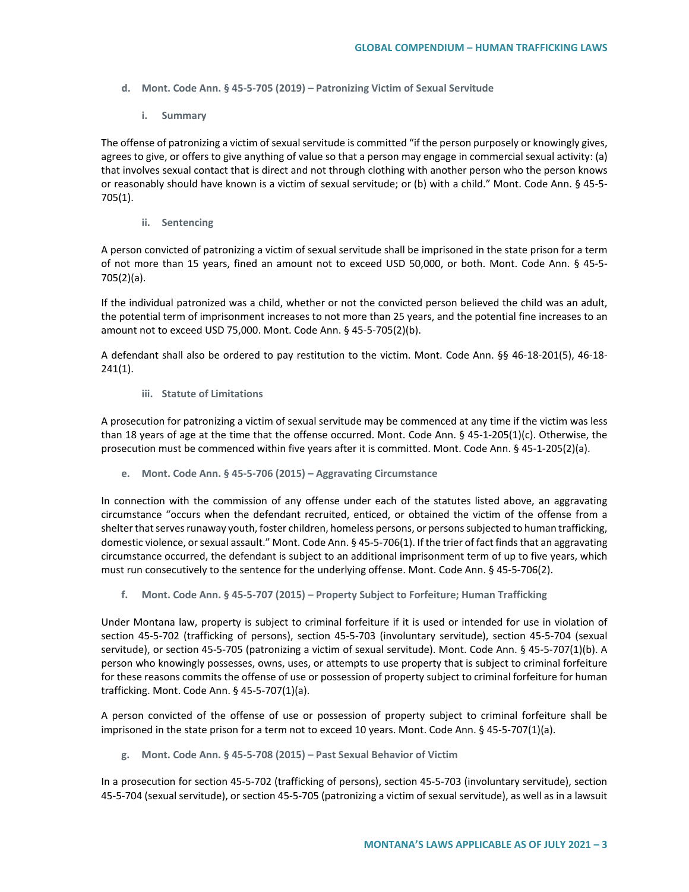#### d. Mont. Code Ann. § 45-5-705 (2019) – Patronizing Victim of Sexual Servitude

##### i. Summary

The offense of patronizing a victim of sexual servitude is committed "if the person purposely or knowingly gives, agrees to give, or offers to give anything of value so that a person may engage in commercial sexual activity: (a) that involves sexual contact that is direct and not through clothing with another person who the person knows or reasonably should have known is a victim of sexual servitude; or (b) with a child." Mont. Code Ann. § 45-5-705(1).

##### ii. Sentencing

A person convicted of patronizing a victim of sexual servitude shall be imprisoned in the state prison for a term of not more than 15 years, fined an amount not to exceed USD 50,000, or both. Mont. Code Ann. § 45-5-705(2)(a).

If the individual patronized was a child, whether or not the convicted person believed the child was an adult, the potential term of imprisonment increases to not more than 25 years, and the potential fine increases to an amount not to exceed USD 75,000. Mont. Code Ann. § 45-5-705(2)(b).

A defendant shall also be ordered to pay restitution to the victim. Mont. Code Ann. §§ 46-18-201(5), 46-18-241(1).

##### iii. Statute of Limitations

A prosecution for patronizing a victim of sexual servitude may be commenced at any time if the victim was less than 18 years of age at the time that the offense occurred. Mont. Code Ann. § 45-1-205(1)(c). Otherwise, the prosecution must be commenced within five years after it is committed. Mont. Code Ann. § 45-1-205(2)(a).

#### e. Mont. Code Ann. § 45-5-706 (2015) – Aggravating Circumstance

In connection with the commission of any offense under each of the statutes listed above, an aggravating circumstance "occurs when the defendant recruited, enticed, or obtained the victim of the offense from a shelter that serves runaway youth, foster children, homeless persons, or persons subjected to human trafficking, domestic violence, or sexual assault." Mont. Code Ann. § 45-5-706(1). If the trier of fact finds that an aggravating circumstance occurred, the defendant is subject to an additional imprisonment term of up to five years, which must run consecutively to the sentence for the underlying offense. Mont. Code Ann. § 45-5-706(2).

#### f. Mont. Code Ann. § 45-5-707 (2015) – Property Subject to Forfeiture; Human Trafficking

Under Montana law, property is subject to criminal forfeiture if it is used or intended for use in violation of section 45-5-702 (trafficking of persons), section 45-5-703 (involuntary servitude), section 45-5-704 (sexual servitude), or section 45-5-705 (patronizing a victim of sexual servitude). Mont. Code Ann. § 45-5-707(1)(b). A person who knowingly possesses, owns, uses, or attempts to use property that is subject to criminal forfeiture for these reasons commits the offense of use or possession of property subject to criminal forfeiture for human trafficking. Mont. Code Ann. § 45-5-707(1)(a).

A person convicted of the offense of use or possession of property subject to criminal forfeiture shall be imprisoned in the state prison for a term not to exceed 10 years. Mont. Code Ann. § 45-5-707(1)(a).

#### g. Mont. Code Ann. § 45-5-708 (2015) – Past Sexual Behavior of Victim

In a prosecution for section 45-5-702 (trafficking of persons), section 45-5-703 (involuntary servitude), section 45-5-704 (sexual servitude), or section 45-5-705 (patronizing a victim of sexual servitude), as well as in a lawsuit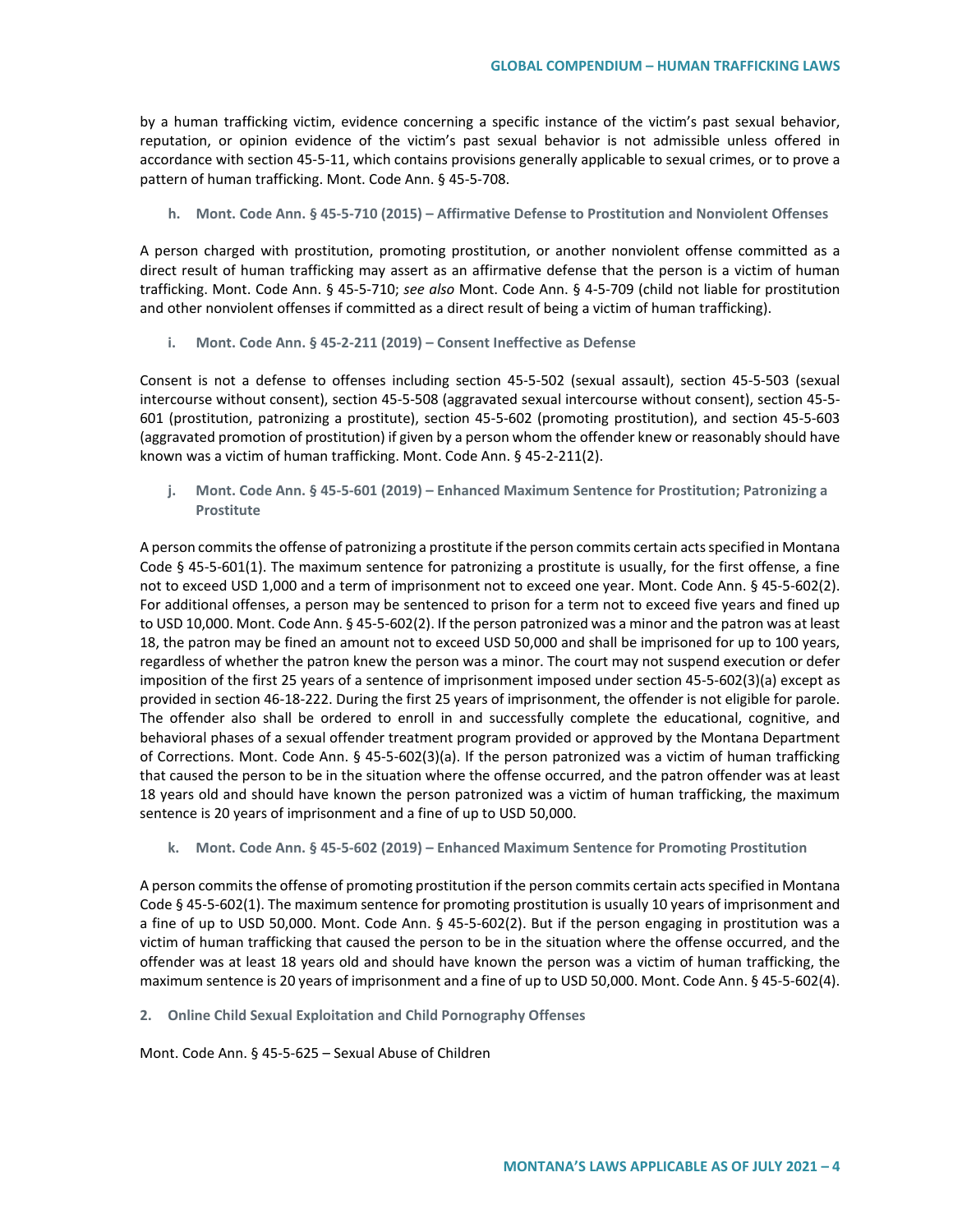by a human trafficking victim, evidence concerning a specific instance of the victim's past sexual behavior, reputation, or opinion evidence of the victim's past sexual behavior is not admissible unless offered in accordance with section 45-5-11, which contains provisions generally applicable to sexual crimes, or to prove a pattern of human trafficking. Mont. Code Ann. § 45-5-708.

#### h. Mont. Code Ann. § 45-5-710 (2015) – Affirmative Defense to Prostitution and Nonviolent Offenses

A person charged with prostitution, promoting prostitution, or another nonviolent offense committed as a direct result of human trafficking may assert as an affirmative defense that the person is a victim of human trafficking. Mont. Code Ann. § 45-5-710; *see also* Mont. Code Ann. § 4-5-709 (child not liable for prostitution and other nonviolent offenses if committed as a direct result of being a victim of human trafficking).

#### i. Mont. Code Ann. § 45-2-211 (2019) – Consent Ineffective as Defense

Consent is not a defense to offenses including section 45-5-502 (sexual assault), section 45-5-503 (sexual intercourse without consent), section 45-5-508 (aggravated sexual intercourse without consent), section 45-5-601 (prostitution, patronizing a prostitute), section 45-5-602 (promoting prostitution), and section 45-5-603 (aggravated promotion of prostitution) if given by a person whom the offender knew or reasonably should have known was a victim of human trafficking. Mont. Code Ann. § 45-2-211(2).

#### j. Mont. Code Ann. § 45-5-601 (2019) – Enhanced Maximum Sentence for Prostitution; Patronizing a Prostitute

A person commits the offense of patronizing a prostitute if the person commits certain acts specified in Montana Code § 45-5-601(1). The maximum sentence for patronizing a prostitute is usually, for the first offense, a fine not to exceed USD 1,000 and a term of imprisonment not to exceed one year. Mont. Code Ann. § 45-5-602(2). For additional offenses, a person may be sentenced to prison for a term not to exceed five years and fined up to USD 10,000. Mont. Code Ann. § 45-5-602(2). If the person patronized was a minor and the patron was at least 18, the patron may be fined an amount not to exceed USD 50,000 and shall be imprisoned for up to 100 years, regardless of whether the patron knew the person was a minor. The court may not suspend execution or defer imposition of the first 25 years of a sentence of imprisonment imposed under section 45-5-602(3)(a) except as provided in section 46-18-222. During the first 25 years of imprisonment, the offender is not eligible for parole. The offender also shall be ordered to enroll in and successfully complete the educational, cognitive, and behavioral phases of a sexual offender treatment program provided or approved by the Montana Department of Corrections. Mont. Code Ann. § 45-5-602(3)(a). If the person patronized was a victim of human trafficking that caused the person to be in the situation where the offense occurred, and the patron offender was at least 18 years old and should have known the person patronized was a victim of human trafficking, the maximum sentence is 20 years of imprisonment and a fine of up to USD 50,000.

#### k. Mont. Code Ann. § 45-5-602 (2019) – Enhanced Maximum Sentence for Promoting Prostitution

A person commits the offense of promoting prostitution if the person commits certain acts specified in Montana Code § 45-5-602(1). The maximum sentence for promoting prostitution is usually 10 years of imprisonment and a fine of up to USD 50,000. Mont. Code Ann. § 45-5-602(2). But if the person engaging in prostitution was a victim of human trafficking that caused the person to be in the situation where the offense occurred, and the offender was at least 18 years old and should have known the person was a victim of human trafficking, the maximum sentence is 20 years of imprisonment and a fine of up to USD 50,000. Mont. Code Ann. § 45-5-602(4).

### 2. Online Child Sexual Exploitation and Child Pornography Offenses

Mont. Code Ann. § 45-5-625 – Sexual Abuse of Children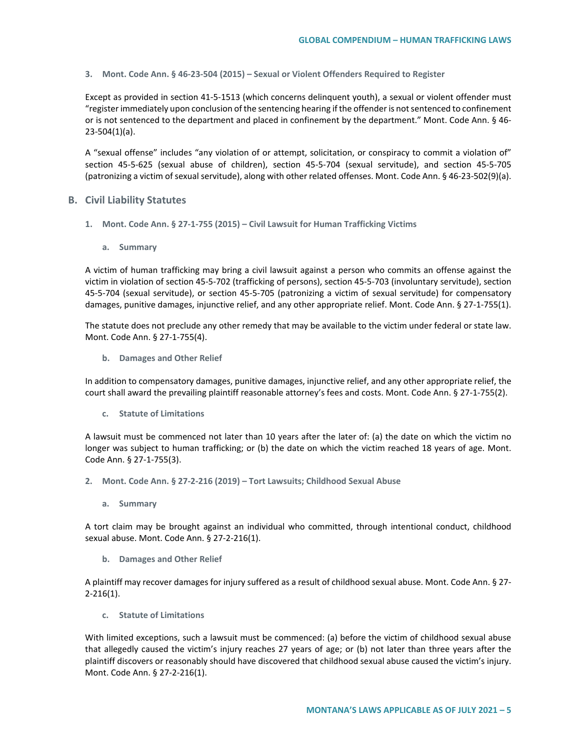### 3. Mont. Code Ann. § 46-23-504 (2015) – Sexual or Violent Offenders Required to Register

Except as provided in section 41-5-1513 (which concerns delinquent youth), a sexual or violent offender must "register immediately upon conclusion of the sentencing hearing if the offender is not sentenced to confinement or is not sentenced to the department and placed in confinement by the department." Mont. Code Ann. § 46-23-504(1)(a).

A "sexual offense" includes "any violation of or attempt, solicitation, or conspiracy to commit a violation of" section 45-5-625 (sexual abuse of children), section 45-5-704 (sexual servitude), and section 45-5-705 (patronizing a victim of sexual servitude), along with other related offenses. Mont. Code Ann. § 46-23-502(9)(a).

## B. Civil Liability Statutes

### 1. Mont. Code Ann. § 27-1-755 (2015) – Civil Lawsuit for Human Trafficking Victims

#### a. Summary

A victim of human trafficking may bring a civil lawsuit against a person who commits an offense against the victim in violation of section 45-5-702 (trafficking of persons), section 45-5-703 (involuntary servitude), section 45-5-704 (sexual servitude), or section 45-5-705 (patronizing a victim of sexual servitude) for compensatory damages, punitive damages, injunctive relief, and any other appropriate relief. Mont. Code Ann. § 27-1-755(1).

The statute does not preclude any other remedy that may be available to the victim under federal or state law. Mont. Code Ann. § 27-1-755(4).

#### b. Damages and Other Relief

In addition to compensatory damages, punitive damages, injunctive relief, and any other appropriate relief, the court shall award the prevailing plaintiff reasonable attorney's fees and costs. Mont. Code Ann. § 27-1-755(2).

#### c. Statute of Limitations

A lawsuit must be commenced not later than 10 years after the later of: (a) the date on which the victim no longer was subject to human trafficking; or (b) the date on which the victim reached 18 years of age. Mont. Code Ann. § 27-1-755(3).

### 2. Mont. Code Ann. § 27-2-216 (2019) – Tort Lawsuits; Childhood Sexual Abuse

#### a. Summary

A tort claim may be brought against an individual who committed, through intentional conduct, childhood sexual abuse. Mont. Code Ann. § 27-2-216(1).

#### b. Damages and Other Relief

A plaintiff may recover damages for injury suffered as a result of childhood sexual abuse. Mont. Code Ann. § 27-2-216(1).

#### c. Statute of Limitations

With limited exceptions, such a lawsuit must be commenced: (a) before the victim of childhood sexual abuse that allegedly caused the victim's injury reaches 27 years of age; or (b) not later than three years after the plaintiff discovers or reasonably should have discovered that childhood sexual abuse caused the victim's injury. Mont. Code Ann. § 27-2-216(1).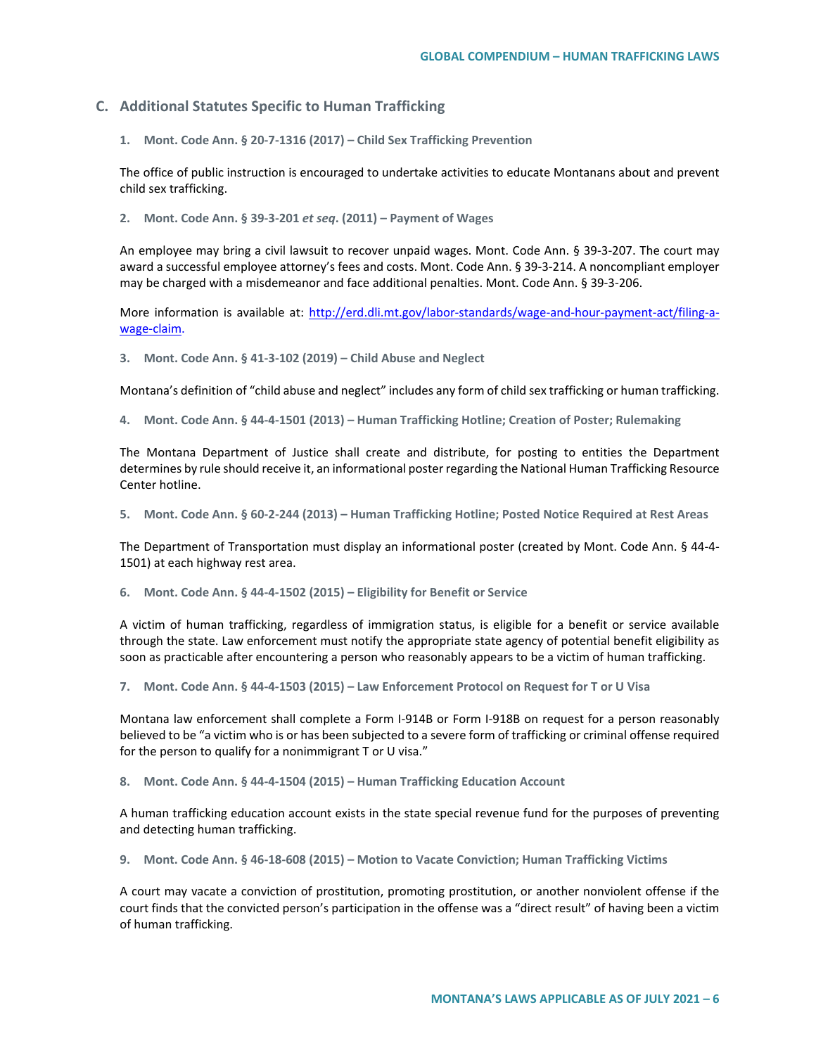## C. Additional Statutes Specific to Human Trafficking

### 1. Mont. Code Ann. § 20-7-1316 (2017) – Child Sex Trafficking Prevention

The office of public instruction is encouraged to undertake activities to educate Montanans about and prevent child sex trafficking.

### 2. Mont. Code Ann. § 39-3-201 *et seq*. (2011) – Payment of Wages

An employee may bring a civil lawsuit to recover unpaid wages. Mont. Code Ann. § 39-3-207. The court may award a successful employee attorney's fees and costs. Mont. Code Ann. § 39-3-214. A noncompliant employer may be charged with a misdemeanor and face additional penalties. Mont. Code Ann. § 39-3-206.

More information is available at: [http://erd.dli.mt.gov/labor-standards/wage-and-hour-payment-act/filing-a-wage-claim](http://erd.dli.mt.gov/labor-standards/wage-and-hour-payment-act/filing-a-wage-claim).

### 3. Mont. Code Ann. § 41-3-102 (2019) – Child Abuse and Neglect

Montana's definition of "child abuse and neglect" includes any form of child sex trafficking or human trafficking.

### 4. Mont. Code Ann. § 44-4-1501 (2013) – Human Trafficking Hotline; Creation of Poster; Rulemaking

The Montana Department of Justice shall create and distribute, for posting to entities the Department determines by rule should receive it, an informational poster regarding the National Human Trafficking Resource Center hotline.

### 5. Mont. Code Ann. § 60-2-244 (2013) – Human Trafficking Hotline; Posted Notice Required at Rest Areas

The Department of Transportation must display an informational poster (created by Mont. Code Ann. § 44-4-1501) at each highway rest area.

### 6. Mont. Code Ann. § 44-4-1502 (2015) – Eligibility for Benefit or Service

A victim of human trafficking, regardless of immigration status, is eligible for a benefit or service available through the state. Law enforcement must notify the appropriate state agency of potential benefit eligibility as soon as practicable after encountering a person who reasonably appears to be a victim of human trafficking.

### 7. Mont. Code Ann. § 44-4-1503 (2015) – Law Enforcement Protocol on Request for T or U Visa

Montana law enforcement shall complete a Form I-914B or Form I-918B on request for a person reasonably believed to be "a victim who is or has been subjected to a severe form of trafficking or criminal offense required for the person to qualify for a nonimmigrant T or U visa."

### 8. Mont. Code Ann. § 44-4-1504 (2015) – Human Trafficking Education Account

A human trafficking education account exists in the state special revenue fund for the purposes of preventing and detecting human trafficking.

### 9. Mont. Code Ann. § 46-18-608 (2015) – Motion to Vacate Conviction; Human Trafficking Victims

A court may vacate a conviction of prostitution, promoting prostitution, or another nonviolent offense if the court finds that the convicted person's participation in the offense was a "direct result" of having been a victim of human trafficking.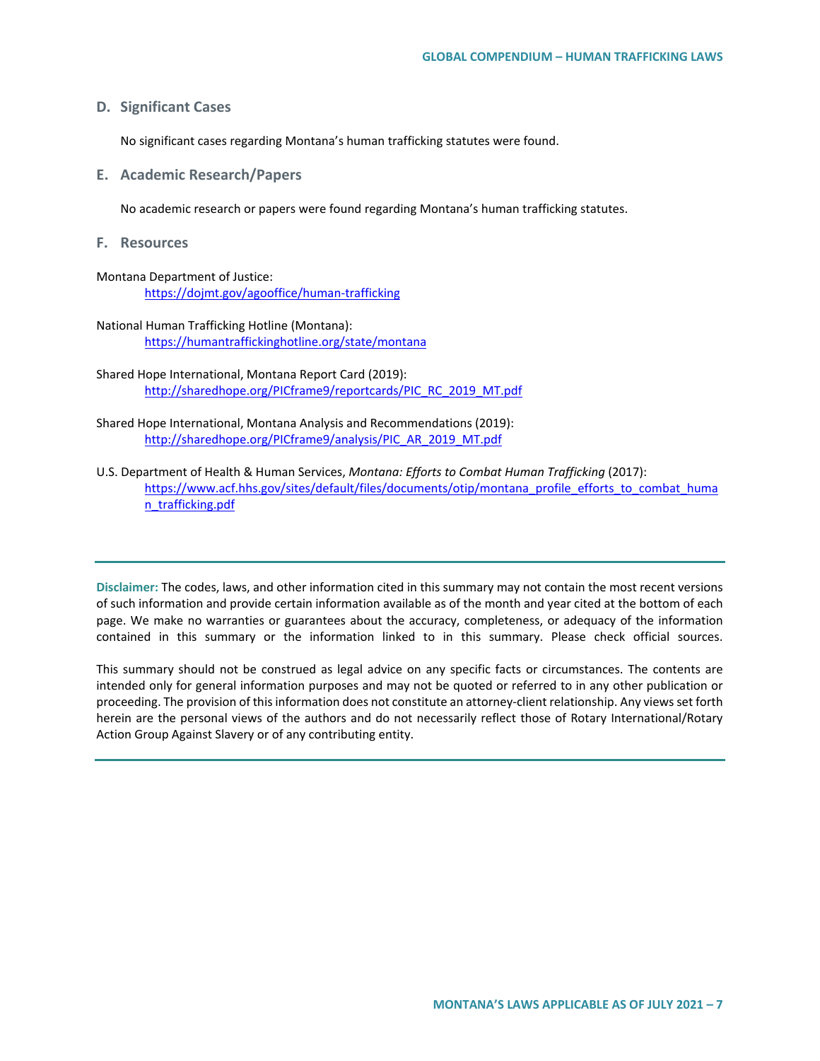### D. Significant Cases

No significant cases regarding Montana's human trafficking statutes were found.

### E. Academic Research/Papers

No academic research or papers were found regarding Montana's human trafficking statutes.

### F. Resources

Montana Department of Justice:
https://dojmt.gov/agooffice/human-trafficking

National Human Trafficking Hotline (Montana):
https://humantraffickinghotline.org/state/montana

Shared Hope International, Montana Report Card (2019):
http://sharedhope.org/PICframe9/reportcards/PIC_RC_2019_MT.pdf

Shared Hope International, Montana Analysis and Recommendations (2019):
http://sharedhope.org/PICframe9/analysis/PIC_AR_2019_MT.pdf

U.S. Department of Health & Human Services, *Montana: Efforts to Combat Human Trafficking* (2017):
https://www.acf.hhs.gov/sites/default/files/documents/otip/montana_profile_efforts_to_combat_human_trafficking.pdf

---

**Disclaimer:** The codes, laws, and other information cited in this summary may not contain the most recent versions of such information and provide certain information available as of the month and year cited at the bottom of each page. We make no warranties or guarantees about the accuracy, completeness, or adequacy of the information contained in this summary or the information linked to in this summary. Please check official sources.

This summary should not be construed as legal advice on any specific facts or circumstances. The contents are intended only for general information purposes and may not be quoted or referred to in any other publication or proceeding. The provision of this information does not constitute an attorney-client relationship. Any views set forth herein are the personal views of the authors and do not necessarily reflect those of Rotary International/Rotary Action Group Against Slavery or of any contributing entity.

---